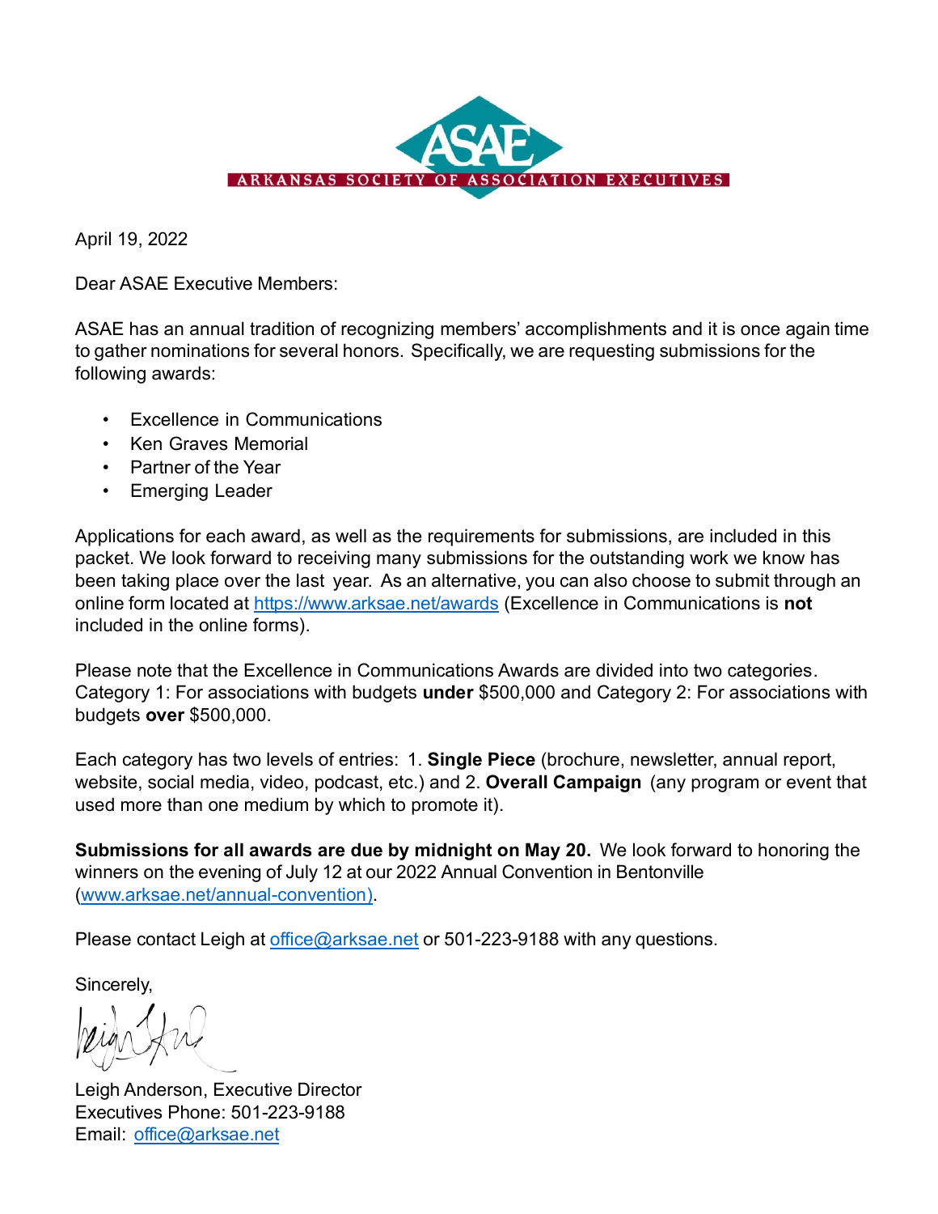ASAE

ARKANSAS SOCIETY OF ASSOCIATION EXECUTIVES

April 19, 2022

Dear ASAE Executive Members:

ASAE has an annual tradition of recognizing members' accomplishments and it is once again time to gather nominations for several honors. Specifically, we are requesting submissions for the following awards:

- Excellence in Communications
- Ken Graves Memorial
- Partner of the Year
- Emerging Leader

Applications for each award, as well as the requirements for submissions, are included in this packet. We look forward to receiving many submissions for the outstanding work we know has been taking place over the last year. As an alternative, you can also choose to submit through an online form located at [https://www.arksae.net/awards](https://www.arksae.net/awards) (Excellence in Communications is **not** included in the online forms).

Please note that the Excellence in Communications Awards are divided into two categories. Category 1: For associations with budgets **under** $500,000 and Category 2: For associations with budgets **over** $500,000.

Each category has two levels of entries: 1. **Single Piece** (brochure, newsletter, annual report, website, social media, video, podcast, etc.) and 2. **Overall Campaign** (any program or event that used more than one medium by which to promote it).

**Submissions for all awards are due by midnight on May 20.** We look forward to honoring the winners on the evening of July 12 at our 2022 Annual Convention in Bentonville ([www.arksae.net/annual-convention](www.arksae.net/annual-convention)).

Please contact Leigh at [office@arksae.net](mailto:office@arksae.net) or 501-223-9188 with any questions.

Sincerely,

Leigh Anderson, Executive Director
Executives Phone: 501-223-9188
Email: [office@arksae.net](mailto:office@arksae.net)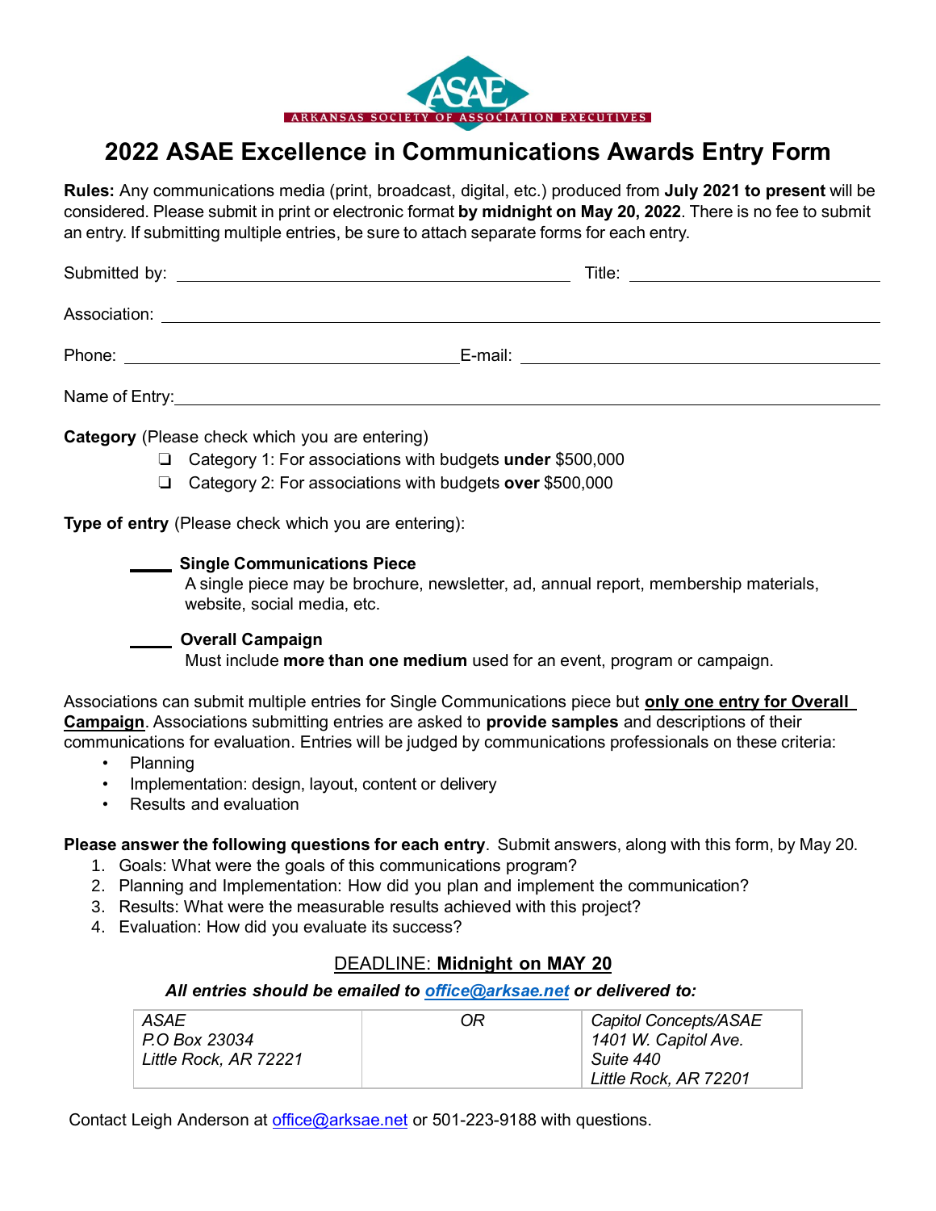ASAE

ARKANSAS SOCIETY OF ASSOCIATION EXECUTIVES

# 2022 ASAE Excellence in Communications Awards Entry Form

**Rules:** Any communications media (print, broadcast, digital, etc.) produced from **July 2021 to present** will be considered. Please submit in print or electronic format **by midnight on May 20, 2022**. There is no fee to submit an entry. If submitting multiple entries, be sure to attach separate forms for each entry.

Submitted by: ______________________________ Title: ____________________

Association: ____________________________________________________________

Phone: ____________________________ E-mail: ______________________________

Name of Entry: __________________________________________________________

**Category** (Please check which you are entering)

- ❏ Category 1: For associations with budgets **under** $500,000
- ❏ Category 2: For associations with budgets **over** $500,000

**Type of entry** (Please check which you are entering):

_____ **Single Communications Piece**
A single piece may be brochure, newsletter, ad, annual report, membership materials, website, social media, etc.

_____ **Overall Campaign**
Must include **more than one medium** used for an event, program or campaign.

Associations can submit multiple entries for Single Communications piece but **only one entry for Overall Campaign**. Associations submitting entries are asked to **provide samples** and descriptions of their communications for evaluation. Entries will be judged by communications professionals on these criteria:

- Planning
- Implementation: design, layout, content or delivery
- Results and evaluation

**Please answer the following questions for each entry**. Submit answers, along with this form, by May 20.

1. Goals: What were the goals of this communications program?
2. Planning and Implementation: How did you plan and implement the communication?
3. Results: What were the measurable results achieved with this project?
4. Evaluation: How did you evaluate its success?

DEADLINE: **Midnight on MAY 20**

***All entries should be emailed to office@arksae.net or delivered to:***

| | | |
|---|---|---|
| *ASAE<br>P.O Box 23034<br>Little Rock, AR 72221* | *OR* | *Capitol Concepts/ASAE<br>1401 W. Capitol Ave.<br>Suite 440<br>Little Rock, AR 72201* |

Contact Leigh Anderson at office@arksae.net or 501-223-9188 with questions.